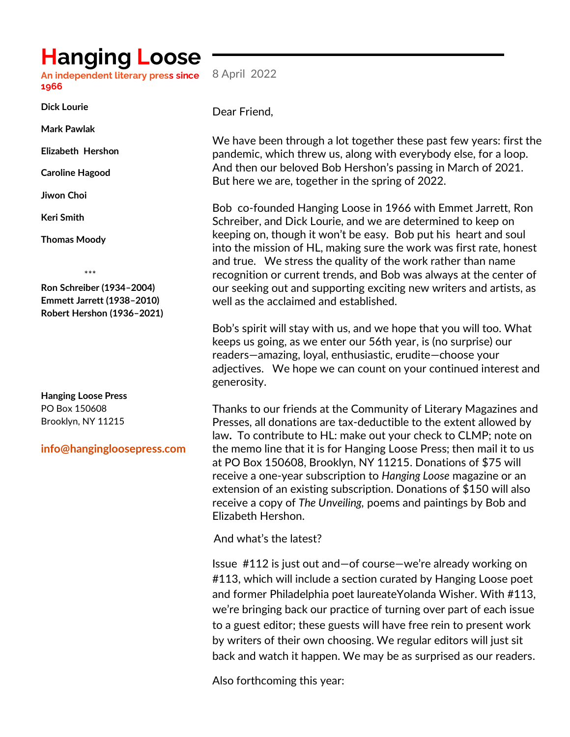# Hanging Loose

**An independent literary press since 1966**

**Dick Lourie**

**Mark Pawlak**

**Elizabeth Hershon**

**Caroline Hagood**

**Jiwon Choi**

**Keri Smith**

**Thomas Moody**

\*\*\*

**Ron Schreiber (1934–2004)**
**Emmett Jarrett (1938–2010)**
**Robert Hershon (1936–2021)**

**Hanging Loose Press**
PO Box 150608
Brooklyn, NY 11215

**info@hangingloosepress.com**

8 April 2022

Dear Friend,

We have been through a lot together these past few years: first the pandemic, which threw us, along with everybody else, for a loop. And then our beloved Bob Hershon's passing in March of 2021. But here we are, together in the spring of 2022.

Bob co-founded Hanging Loose in 1966 with Emmet Jarrett, Ron Schreiber, and Dick Lourie, and we are determined to keep on keeping on, though it won't be easy. Bob put his heart and soul into the mission of HL, making sure the work was first rate, honest and true. We stress the quality of the work rather than name recognition or current trends, and Bob was always at the center of our seeking out and supporting exciting new writers and artists, as well as the acclaimed and established.

Bob's spirit will stay with us, and we hope that you will too. What keeps us going, as we enter our 56th year, is (no surprise) our readers—amazing, loyal, enthusiastic, erudite—choose your adjectives. We hope we can count on your continued interest and generosity.

Thanks to our friends at the Community of Literary Magazines and Presses, all donations are tax-deductible to the extent allowed by law. To contribute to HL: make out your check to CLMP; note on the memo line that it is for Hanging Loose Press; then mail it to us at PO Box 150608, Brooklyn, NY 11215. Donations of $75 will receive a one-year subscription to *Hanging Loose* magazine or an extension of an existing subscription. Donations of $150 will also receive a copy of *The Unveiling,* poems and paintings by Bob and Elizabeth Hershon.

And what's the latest?

Issue #112 is just out and—of course—we're already working on #113, which will include a section curated by Hanging Loose poet and former Philadelphia poet laureateYolanda Wisher. With #113, we're bringing back our practice of turning over part of each issue to a guest editor; these guests will have free rein to present work by writers of their own choosing. We regular editors will just sit back and watch it happen. We may be as surprised as our readers.

Also forthcoming this year: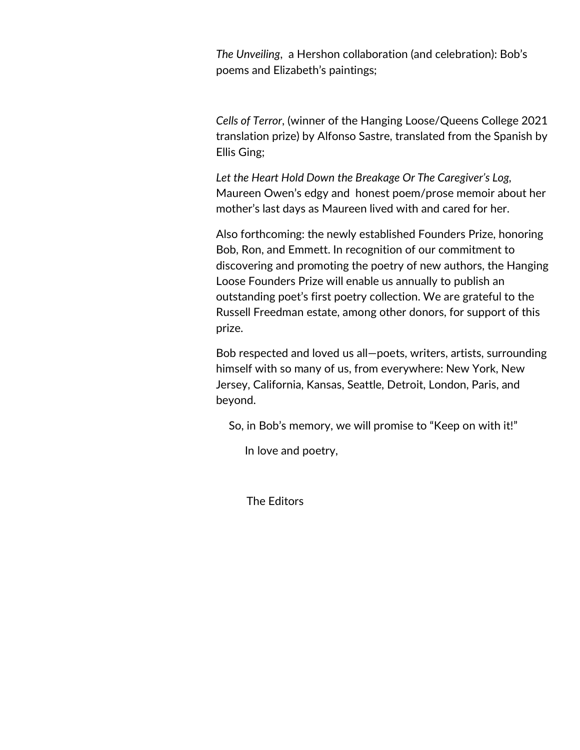*The Unveiling*,  a Hershon collaboration (and celebration): Bob's poems and Elizabeth's paintings;

*Cells of Terror*, (winner of the Hanging Loose/Queens College 2021 translation prize) by Alfonso Sastre, translated from the Spanish by Ellis Ging;

*Let the Heart Hold Down the Breakage Or The Caregiver's Log*, Maureen Owen's edgy and  honest poem/prose memoir about her mother's last days as Maureen lived with and cared for her.

Also forthcoming: the newly established Founders Prize, honoring Bob, Ron, and Emmett. In recognition of our commitment to discovering and promoting the poetry of new authors, the Hanging Loose Founders Prize will enable us annually to publish an outstanding poet's first poetry collection. We are grateful to the Russell Freedman estate, among other donors, for support of this prize.

Bob respected and loved us all—poets, writers, artists, surrounding himself with so many of us, from everywhere: New York, New Jersey, California, Kansas, Seattle, Detroit, London, Paris, and beyond.

So, in Bob's memory, we will promise to "Keep on with it!"

In love and poetry,

The Editors